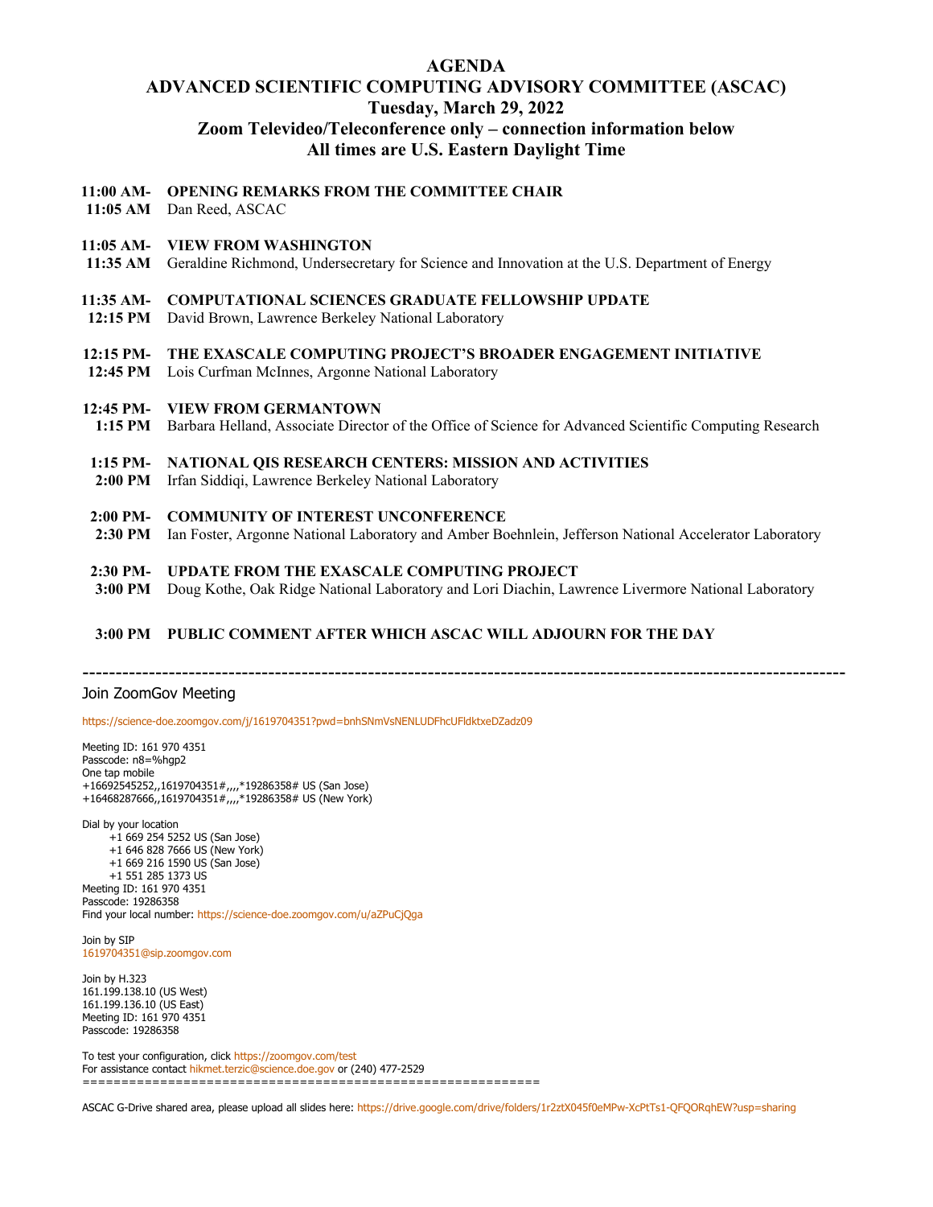# AGENDA
# ADVANCED SCIENTIFIC COMPUTING ADVISORY COMMITTEE (ASCAC)
## Tuesday, March 29, 2022
## Zoom Televideo/Teleconference only – connection information below
## All times are U.S. Eastern Daylight Time

**11:00 AM- 11:05 AM** **OPENING REMARKS FROM THE COMMITTEE CHAIR**
Dan Reed, ASCAC

**11:05 AM- 11:35 AM** **VIEW FROM WASHINGTON**
Geraldine Richmond, Undersecretary for Science and Innovation at the U.S. Department of Energy

**11:35 AM- 12:15 PM** **COMPUTATIONAL SCIENCES GRADUATE FELLOWSHIP UPDATE**
David Brown, Lawrence Berkeley National Laboratory

**12:15 PM- 12:45 PM** **THE EXASCALE COMPUTING PROJECT'S BROADER ENGAGEMENT INITIATIVE**
Lois Curfman McInnes, Argonne National Laboratory

**12:45 PM- 1:15 PM** **VIEW FROM GERMANTOWN**
Barbara Helland, Associate Director of the Office of Science for Advanced Scientific Computing Research

**1:15 PM- 2:00 PM** **NATIONAL QIS RESEARCH CENTERS: MISSION AND ACTIVITIES**
Irfan Siddiqi, Lawrence Berkeley National Laboratory

**2:00 PM- 2:30 PM** **COMMUNITY OF INTEREST UNCONFERENCE**
Ian Foster, Argonne National Laboratory and Amber Boehnlein, Jefferson National Accelerator Laboratory

**2:30 PM- 3:00 PM** **UPDATE FROM THE EXASCALE COMPUTING PROJECT**
Doug Kothe, Oak Ridge National Laboratory and Lori Diachin, Lawrence Livermore National Laboratory

**3:00 PM** **PUBLIC COMMENT AFTER WHICH ASCAC WILL ADJOURN FOR THE DAY**

---

Join ZoomGov Meeting

https://science-doe.zoomgov.com/j/1619704351?pwd=bnhSNmVsNENLUDFhcUFldktxeDZadz09

Meeting ID: 161 970 4351
Passcode: n8=%hgp2
One tap mobile
+16692545252,,1619704351#,,,,*19286358# US (San Jose)
+16468287666,,1619704351#,,,,*19286358# US (New York)

Dial by your location
- +1 669 254 5252 US (San Jose)
- +1 646 828 7666 US (New York)
- +1 669 216 1590 US (San Jose)
- +1 551 285 1373 US

Meeting ID: 161 970 4351
Passcode: 19286358
Find your local number: https://science-doe.zoomgov.com/u/aZPuCjQga

Join by SIP
1619704351@sip.zoomgov.com

Join by H.323
161.199.138.10 (US West)
161.199.136.10 (US East)
Meeting ID: 161 970 4351
Passcode: 19286358

To test your configuration, click https://zoomgov.com/test
For assistance contact hikmet.terzic@science.doe.gov or (240) 477-2529

---

ASCAC G-Drive shared area, please upload all slides here: https://drive.google.com/drive/folders/1r2ztX045f0eMPw-XcPtTs1-QFQORqhEW?usp=sharing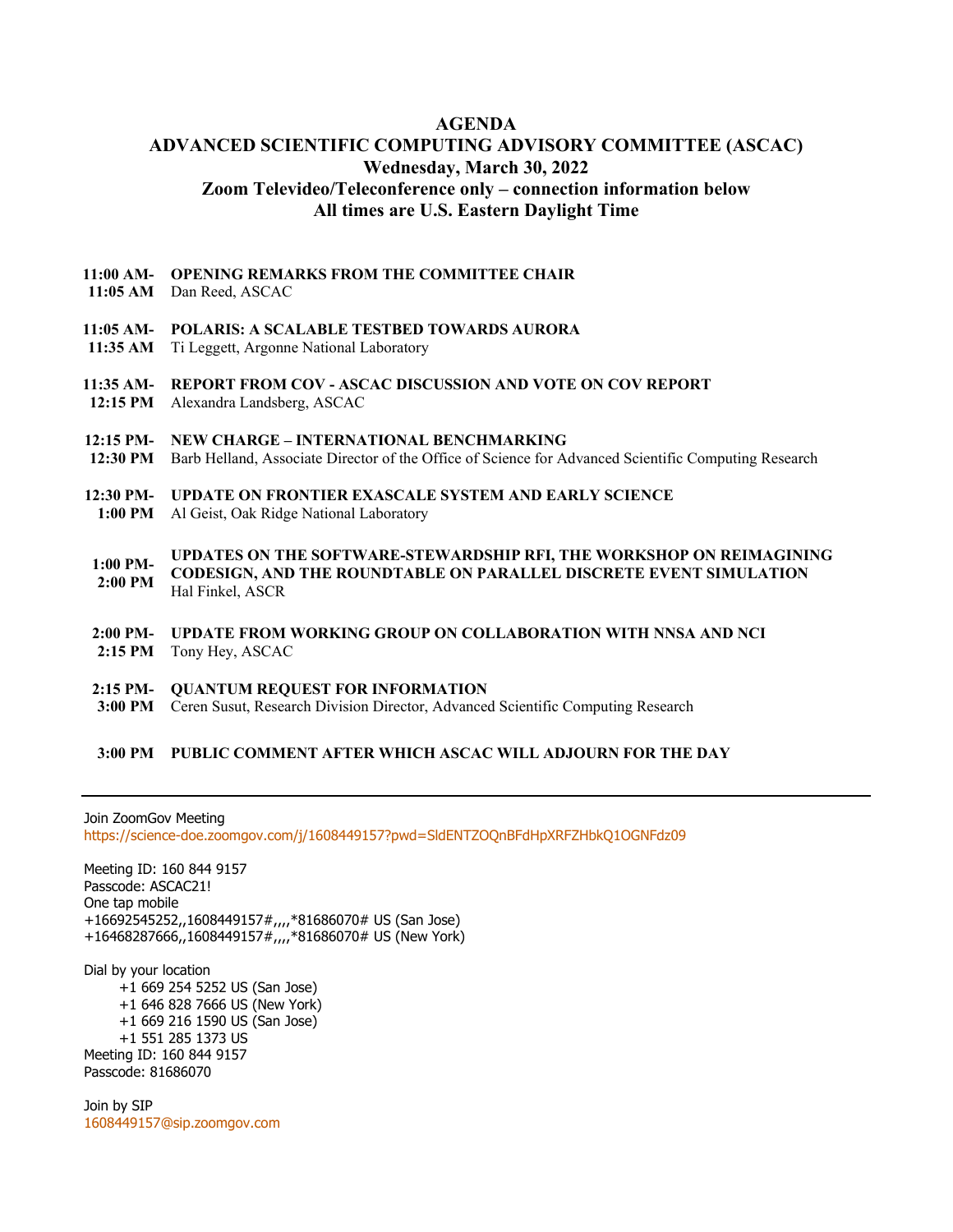# AGENDA

## ADVANCED SCIENTIFIC COMPUTING ADVISORY COMMITTEE (ASCAC)

### Wednesday, March 30, 2022

### Zoom Televideo/Teleconference only – connection information below

### All times are U.S. Eastern Daylight Time

**11:00 AM- 11:05 AM** **OPENING REMARKS FROM THE COMMITTEE CHAIR**
Dan Reed, ASCAC

**11:05 AM- 11:35 AM** **POLARIS: A SCALABLE TESTBED TOWARDS AURORA**
Ti Leggett, Argonne National Laboratory

**11:35 AM- 12:15 PM** **REPORT FROM COV - ASCAC DISCUSSION AND VOTE ON COV REPORT**
Alexandra Landsberg, ASCAC

**12:15 PM- 12:30 PM** **NEW CHARGE – INTERNATIONAL BENCHMARKING**
Barb Helland, Associate Director of the Office of Science for Advanced Scientific Computing Research

**12:30 PM- 1:00 PM** **UPDATE ON FRONTIER EXASCALE SYSTEM AND EARLY SCIENCE**
Al Geist, Oak Ridge National Laboratory

**1:00 PM- 2:00 PM** **UPDATES ON THE SOFTWARE-STEWARDSHIP RFI, THE WORKSHOP ON REIMAGINING CODESIGN, AND THE ROUNDTABLE ON PARALLEL DISCRETE EVENT SIMULATION**
Hal Finkel, ASCR

**2:00 PM- 2:15 PM** **UPDATE FROM WORKING GROUP ON COLLABORATION WITH NNSA AND NCI**
Tony Hey, ASCAC

**2:15 PM- 3:00 PM** **QUANTUM REQUEST FOR INFORMATION**
Ceren Susut, Research Division Director, Advanced Scientific Computing Research

**3:00 PM** **PUBLIC COMMENT AFTER WHICH ASCAC WILL ADJOURN FOR THE DAY**

---

Join ZoomGov Meeting
https://science-doe.zoomgov.com/j/1608449157?pwd=SldENTZOQnBFdHpXRFZHbkQ1OGNFdz09

Meeting ID: 160 844 9157
Passcode: ASCAC21!
One tap mobile
+16692545252,,1608449157#,,,,*81686070# US (San Jose)
+16468287666,,1608449157#,,,,*81686070# US (New York)

Dial by your location
+1 669 254 5252 US (San Jose)
+1 646 828 7666 US (New York)
+1 669 216 1590 US (San Jose)
+1 551 285 1373 US
Meeting ID: 160 844 9157
Passcode: 81686070

Join by SIP
1608449157@sip.zoomgov.com